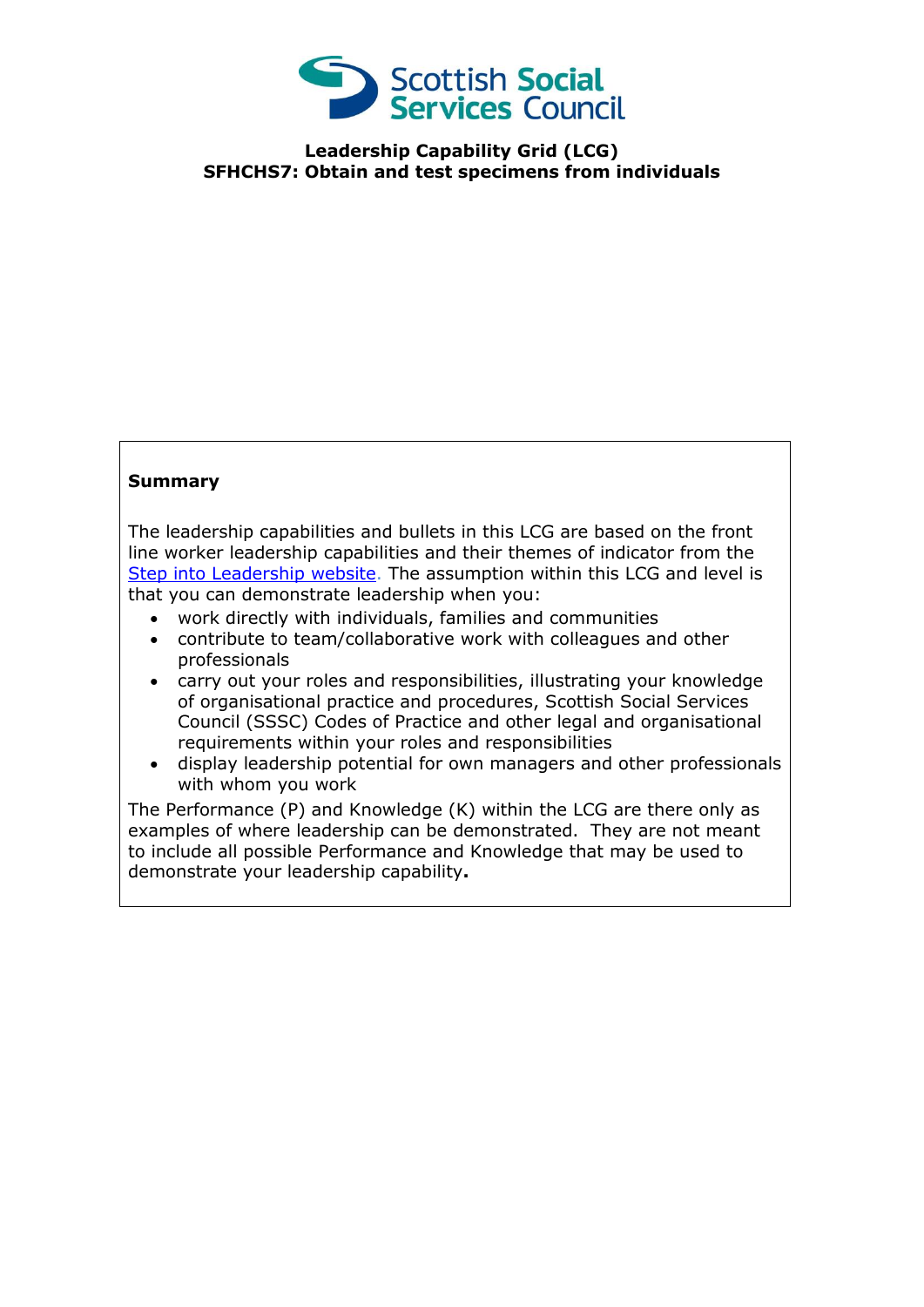Scottish Social Services Council

**Leadership Capability Grid (LCG)**
**SFHCHS7: Obtain and test specimens from individuals**

**Summary**

The leadership capabilities and bullets in this LCG are based on the front line worker leadership capabilities and their themes of indicator from the Step into Leadership website. The assumption within this LCG and level is that you can demonstrate leadership when you:

- work directly with individuals, families and communities
- contribute to team/collaborative work with colleagues and other professionals
- carry out your roles and responsibilities, illustrating your knowledge of organisational practice and procedures, Scottish Social Services Council (SSSC) Codes of Practice and other legal and organisational requirements within your roles and responsibilities
- display leadership potential for own managers and other professionals with whom you work

The Performance (P) and Knowledge (K) within the LCG are there only as examples of where leadership can be demonstrated. They are not meant to include all possible Performance and Knowledge that may be used to demonstrate your leadership capability**.**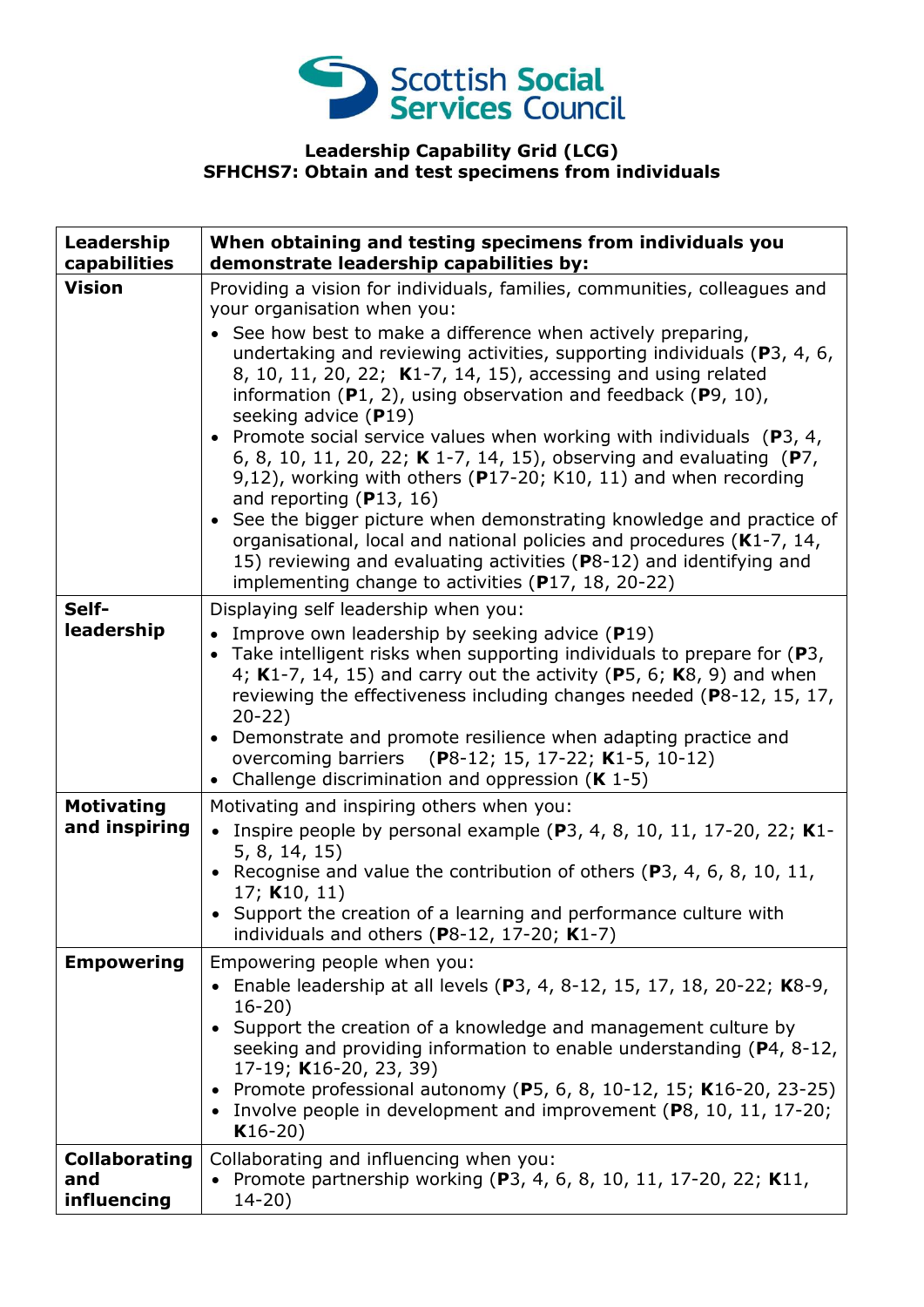**Leadership Capability Grid (LCG)**
**SFHCHS7: Obtain and test specimens from individuals**

| **Leadership capabilities** | **When obtaining and testing specimens from individuals you demonstrate leadership capabilities by:** |
|---|---|
| **Vision** | Providing a vision for individuals, families, communities, colleagues and your organisation when you:<br>• See how best to make a difference when actively preparing, undertaking and reviewing activities, supporting individuals (**P**3, 4, 6, 8, 10, 11, 20, 22; **K**1-7, 14, 15), accessing and using related information (**P**1, 2), using observation and feedback (**P**9, 10), seeking advice (**P**19)<br>• Promote social service values when working with individuals (**P**3, 4, 6, 8, 10, 11, 20, 22; **K** 1-7, 14, 15), observing and evaluating (**P**7, 9,12), working with others (**P**17-20; K10, 11) and when recording and reporting (**P**13, 16)<br>• See the bigger picture when demonstrating knowledge and practice of organisational, local and national policies and procedures (**K**1-7, 14, 15) reviewing and evaluating activities (**P**8-12) and identifying and implementing change to activities (**P**17, 18, 20-22) |
| **Self-leadership** | Displaying self leadership when you:<br>• Improve own leadership by seeking advice (**P**19)<br>• Take intelligent risks when supporting individuals to prepare for (**P**3, 4; **K**1-7, 14, 15) and carry out the activity (**P**5, 6; **K**8, 9) and when reviewing the effectiveness including changes needed (**P**8-12, 15, 17, 20-22)<br>• Demonstrate and promote resilience when adapting practice and overcoming barriers (**P**8-12; 15, 17-22; **K**1-5, 10-12)<br>• Challenge discrimination and oppression (**K** 1-5) |
| **Motivating and inspiring** | Motivating and inspiring others when you:<br>• Inspire people by personal example (**P**3, 4, 8, 10, 11, 17-20, 22; **K**1-5, 8, 14, 15)<br>• Recognise and value the contribution of others (**P**3, 4, 6, 8, 10, 11, 17; **K**10, 11)<br>• Support the creation of a learning and performance culture with individuals and others (**P**8-12, 17-20; **K**1-7) |
| **Empowering** | Empowering people when you:<br>• Enable leadership at all levels (**P**3, 4, 8-12, 15, 17, 18, 20-22; **K**8-9, 16-20)<br>• Support the creation of a knowledge and management culture by seeking and providing information to enable understanding (**P**4, 8-12, 17-19; **K**16-20, 23, 39)<br>• Promote professional autonomy (**P**5, 6, 8, 10-12, 15; **K**16-20, 23-25)<br>• Involve people in development and improvement (**P**8, 10, 11, 17-20; **K**16-20) |
| **Collaborating and influencing** | Collaborating and influencing when you:<br>• Promote partnership working (**P**3, 4, 6, 8, 10, 11, 17-20, 22; **K**11, 14-20) |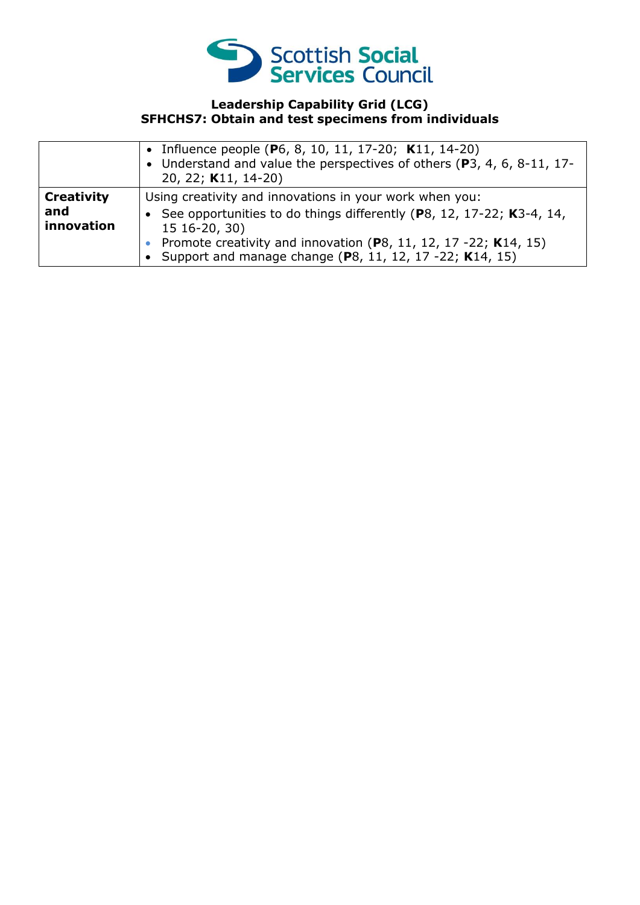**Leadership Capability Grid (LCG)**
**SFHCHS7: Obtain and test specimens from individuals**

| | |
|---|---|
| | • Influence people (**P**6, 8, 10, 11, 17-20; **K**11, 14-20)<br>• Understand and value the perspectives of others (**P**3, 4, 6, 8-11, 17-20, 22; **K**11, 14-20) |
| **Creativity and innovation** | Using creativity and innovations in your work when you:<br>• See opportunities to do things differently (**P**8, 12, 17-22; **K**3-4, 14, 15 16-20, 30)<br>• Promote creativity and innovation (**P**8, 11, 12, 17 -22; **K**14, 15)<br>• Support and manage change (**P**8, 11, 12, 17 -22; **K**14, 15) |